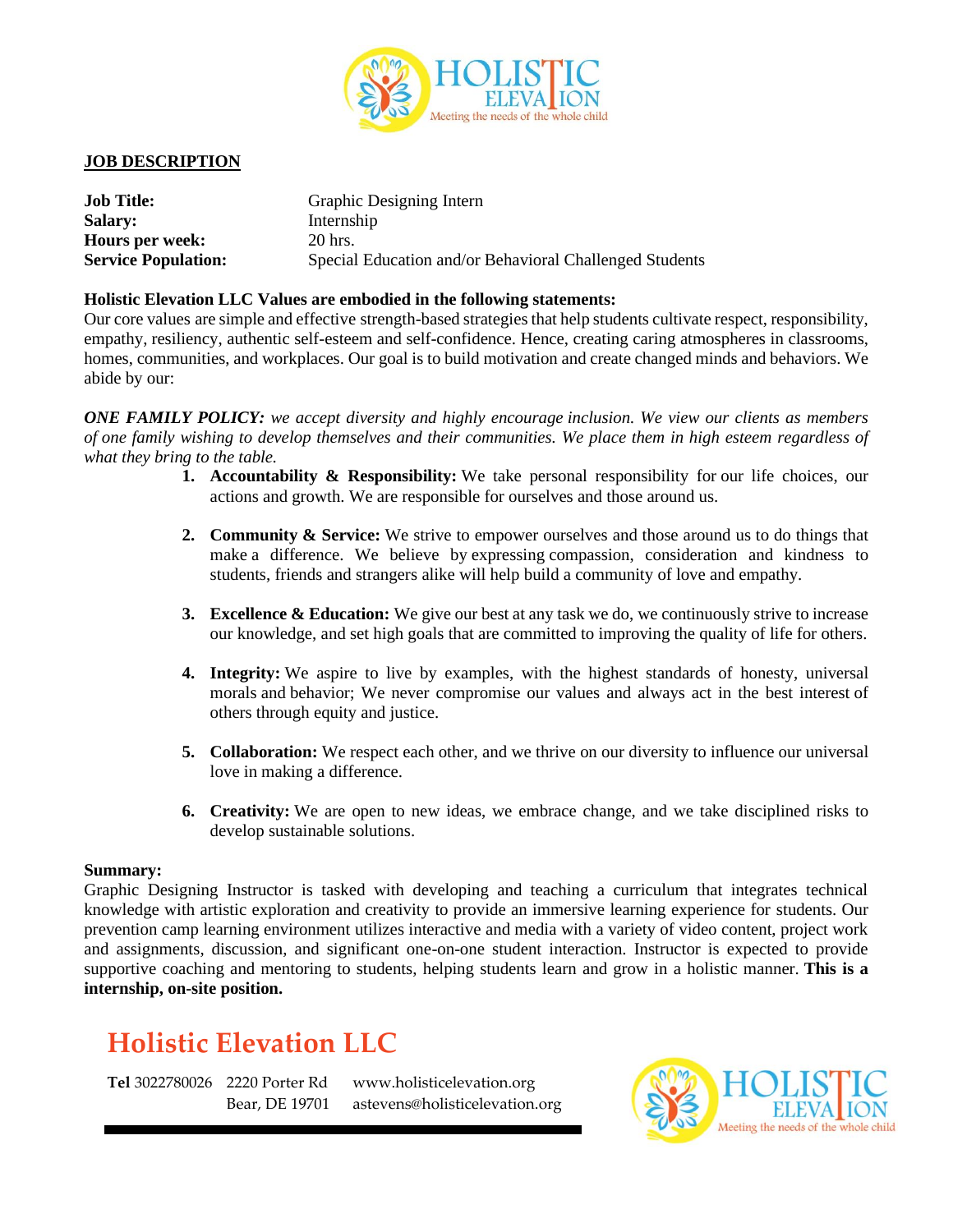## JOB DESCRIPTION

| | |
|---|---|
| **Job Title:** | Graphic Designing Intern |
| **Salary:** | Internship |
| **Hours per week:** | 20 hrs. |
| **Service Population:** | Special Education and/or Behavioral Challenged Students |

**Holistic Elevation LLC Values are embodied in the following statements:**
Our core values are simple and effective strength-based strategies that help students cultivate respect, responsibility, empathy, resiliency, authentic self-esteem and self-confidence. Hence, creating caring atmospheres in classrooms, homes, communities, and workplaces. Our goal is to build motivation and create changed minds and behaviors. We abide by our:

***ONE FAMILY POLICY:*** *we accept diversity and highly encourage inclusion. We view our clients as members of one family wishing to develop themselves and their communities. We place them in high esteem regardless of what they bring to the table.*

1. **Accountability & Responsibility:** We take personal responsibility for our life choices, our actions and growth. We are responsible for ourselves and those around us.

2. **Community & Service:** We strive to empower ourselves and those around us to do things that make a difference. We believe by expressing compassion, consideration and kindness to students, friends and strangers alike will help build a community of love and empathy.

3. **Excellence & Education:** We give our best at any task we do, we continuously strive to increase our knowledge, and set high goals that are committed to improving the quality of life for others.

4. **Integrity:** We aspire to live by examples, with the highest standards of honesty, universal morals and behavior; We never compromise our values and always act in the best interest of others through equity and justice.

5. **Collaboration:** We respect each other, and we thrive on our diversity to influence our universal love in making a difference.

6. **Creativity:** We are open to new ideas, we embrace change, and we take disciplined risks to develop sustainable solutions.

**Summary:**
Graphic Designing Instructor is tasked with developing and teaching a curriculum that integrates technical knowledge with artistic exploration and creativity to provide an immersive learning experience for students. Our prevention camp learning environment utilizes interactive and media with a variety of video content, project work and assignments, discussion, and significant one-on-one student interaction. Instructor is expected to provide supportive coaching and mentoring to students, helping students learn and grow in a holistic manner. **This is a internship, on-site position.**

# Holistic Elevation LLC

**Tel** 3022780026 2220 Porter Rd, Bear, DE 19701 www.holisticelevation.org astevens@holisticelevation.org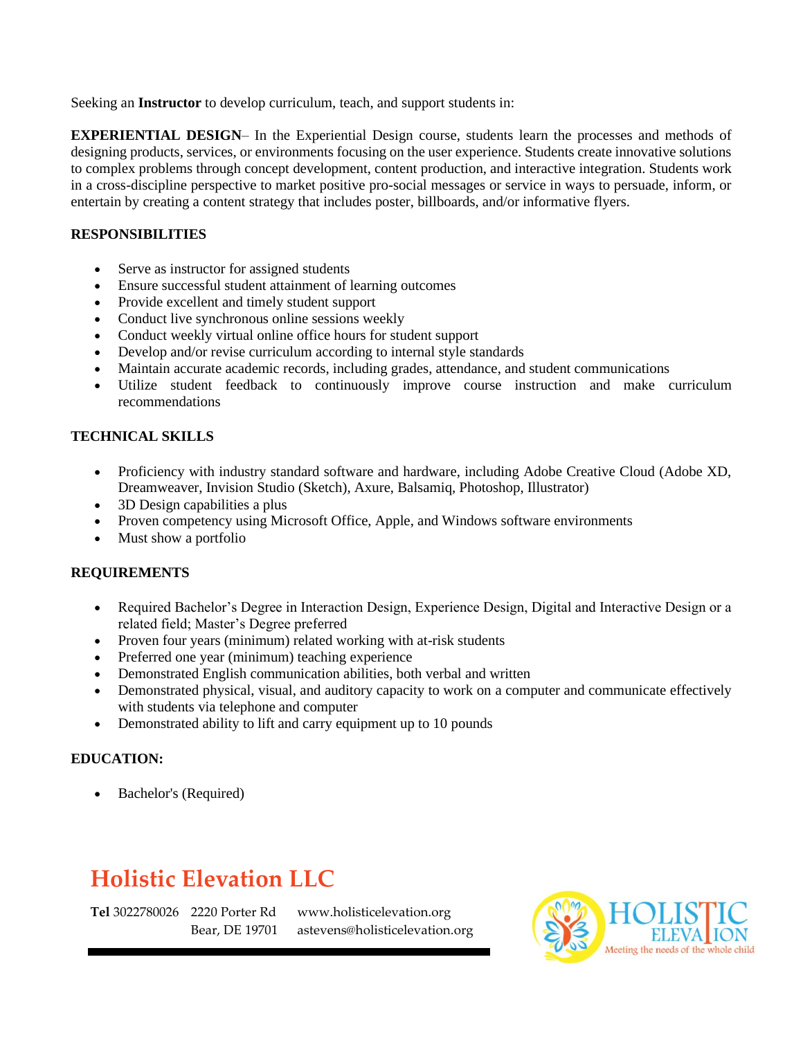Seeking an **Instructor** to develop curriculum, teach, and support students in:

**EXPERIENTIAL DESIGN**– In the Experiential Design course, students learn the processes and methods of designing products, services, or environments focusing on the user experience. Students create innovative solutions to complex problems through concept development, content production, and interactive integration. Students work in a cross-discipline perspective to market positive pro-social messages or service in ways to persuade, inform, or entertain by creating a content strategy that includes poster, billboards, and/or informative flyers.

**RESPONSIBILITIES**

- Serve as instructor for assigned students
- Ensure successful student attainment of learning outcomes
- Provide excellent and timely student support
- Conduct live synchronous online sessions weekly
- Conduct weekly virtual online office hours for student support
- Develop and/or revise curriculum according to internal style standards
- Maintain accurate academic records, including grades, attendance, and student communications
- Utilize student feedback to continuously improve course instruction and make curriculum recommendations

**TECHNICAL SKILLS**

- Proficiency with industry standard software and hardware, including Adobe Creative Cloud (Adobe XD, Dreamweaver, Invision Studio (Sketch), Axure, Balsamiq, Photoshop, Illustrator)
- 3D Design capabilities a plus
- Proven competency using Microsoft Office, Apple, and Windows software environments
- Must show a portfolio

**REQUIREMENTS**

- Required Bachelor's Degree in Interaction Design, Experience Design, Digital and Interactive Design or a related field; Master's Degree preferred
- Proven four years (minimum) related working with at-risk students
- Preferred one year (minimum) teaching experience
- Demonstrated English communication abilities, both verbal and written
- Demonstrated physical, visual, and auditory capacity to work on a computer and communicate effectively with students via telephone and computer
- Demonstrated ability to lift and carry equipment up to 10 pounds

**EDUCATION:**

- Bachelor's (Required)

## Holistic Elevation LLC

**Tel** 3022780026 2220 Porter Rd Bear, DE 19701 www.holisticelevation.org astevens@holisticelevation.org

HOLISTIC ELEVATION
Meeting the needs of the whole child